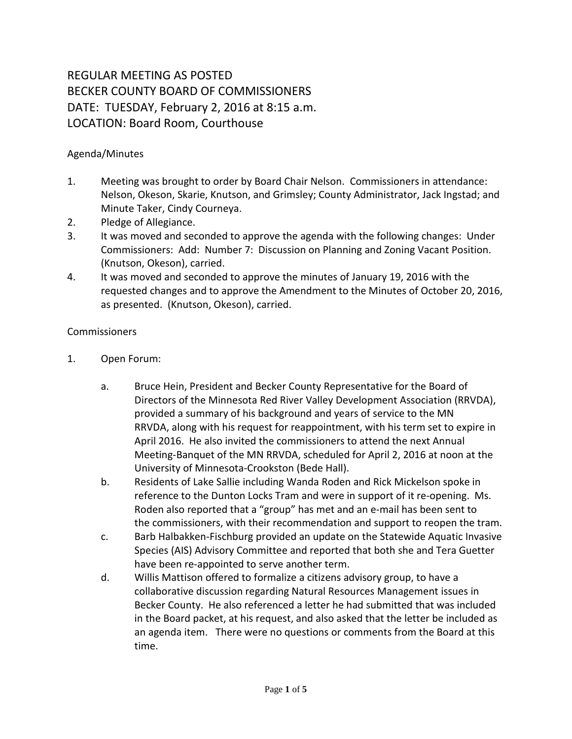# REGULAR MEETING AS POSTED
# BECKER COUNTY BOARD OF COMMISSIONERS
# DATE: TUESDAY, February 2, 2016 at 8:15 a.m.
# LOCATION: Board Room, Courthouse

## Agenda/Minutes

1. Meeting was brought to order by Board Chair Nelson. Commissioners in attendance: Nelson, Okeson, Skarie, Knutson, and Grimsley; County Administrator, Jack Ingstad; and Minute Taker, Cindy Courneya.
2. Pledge of Allegiance.
3. It was moved and seconded to approve the agenda with the following changes: Under Commissioners: Add: Number 7: Discussion on Planning and Zoning Vacant Position. (Knutson, Okeson), carried.
4. It was moved and seconded to approve the minutes of January 19, 2016 with the requested changes and to approve the Amendment to the Minutes of October 20, 2016, as presented. (Knutson, Okeson), carried.

## Commissioners

1. Open Forum:

   a. Bruce Hein, President and Becker County Representative for the Board of Directors of the Minnesota Red River Valley Development Association (RRVDA), provided a summary of his background and years of service to the MN RRVDA, along with his request for reappointment, with his term set to expire in April 2016. He also invited the commissioners to attend the next Annual Meeting-Banquet of the MN RRVDA, scheduled for April 2, 2016 at noon at the University of Minnesota-Crookston (Bede Hall).

   b. Residents of Lake Sallie including Wanda Roden and Rick Mickelson spoke in reference to the Dunton Locks Tram and were in support of it re-opening. Ms. Roden also reported that a "group" has met and an e-mail has been sent to the commissioners, with their recommendation and support to reopen the tram.

   c. Barb Halbakken-Fischburg provided an update on the Statewide Aquatic Invasive Species (AIS) Advisory Committee and reported that both she and Tera Guetter have been re-appointed to serve another term.

   d. Willis Mattison offered to formalize a citizens advisory group, to have a collaborative discussion regarding Natural Resources Management issues in Becker County. He also referenced a letter he had submitted that was included in the Board packet, at his request, and also asked that the letter be included as an agenda item. There were no questions or comments from the Board at this time.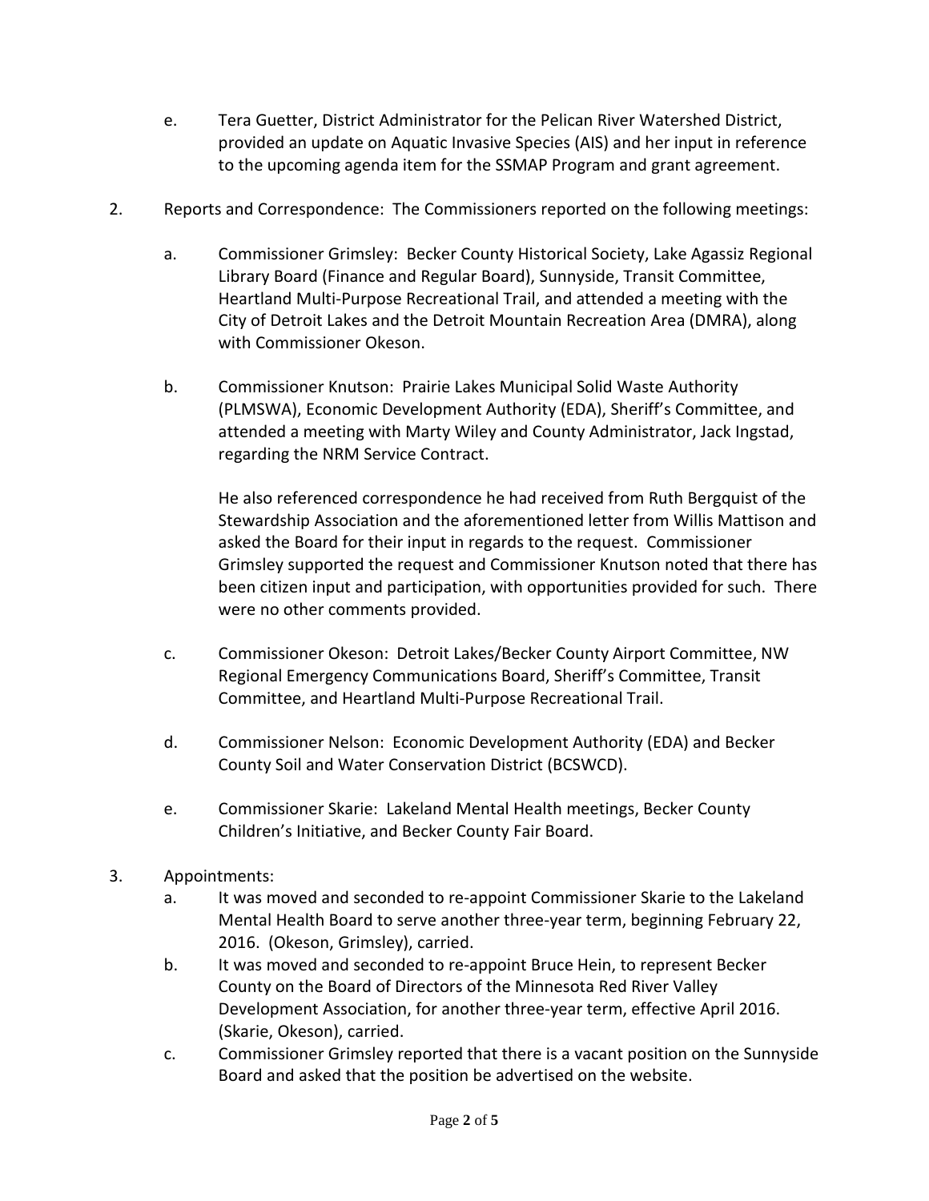e. Tera Guetter, District Administrator for the Pelican River Watershed District, provided an update on Aquatic Invasive Species (AIS) and her input in reference to the upcoming agenda item for the SSMAP Program and grant agreement.

2. Reports and Correspondence: The Commissioners reported on the following meetings:

   a. Commissioner Grimsley: Becker County Historical Society, Lake Agassiz Regional Library Board (Finance and Regular Board), Sunnyside, Transit Committee, Heartland Multi-Purpose Recreational Trail, and attended a meeting with the City of Detroit Lakes and the Detroit Mountain Recreation Area (DMRA), along with Commissioner Okeson.

   b. Commissioner Knutson: Prairie Lakes Municipal Solid Waste Authority (PLMSWA), Economic Development Authority (EDA), Sheriff's Committee, and attended a meeting with Marty Wiley and County Administrator, Jack Ingstad, regarding the NRM Service Contract.

      He also referenced correspondence he had received from Ruth Bergquist of the Stewardship Association and the aforementioned letter from Willis Mattison and asked the Board for their input in regards to the request. Commissioner Grimsley supported the request and Commissioner Knutson noted that there has been citizen input and participation, with opportunities provided for such. There were no other comments provided.

   c. Commissioner Okeson: Detroit Lakes/Becker County Airport Committee, NW Regional Emergency Communications Board, Sheriff's Committee, Transit Committee, and Heartland Multi-Purpose Recreational Trail.

   d. Commissioner Nelson: Economic Development Authority (EDA) and Becker County Soil and Water Conservation District (BCSWCD).

   e. Commissioner Skarie: Lakeland Mental Health meetings, Becker County Children's Initiative, and Becker County Fair Board.

3. Appointments:
   a. It was moved and seconded to re-appoint Commissioner Skarie to the Lakeland Mental Health Board to serve another three-year term, beginning February 22, 2016. (Okeson, Grimsley), carried.
   b. It was moved and seconded to re-appoint Bruce Hein, to represent Becker County on the Board of Directors of the Minnesota Red River Valley Development Association, for another three-year term, effective April 2016. (Skarie, Okeson), carried.
   c. Commissioner Grimsley reported that there is a vacant position on the Sunnyside Board and asked that the position be advertised on the website.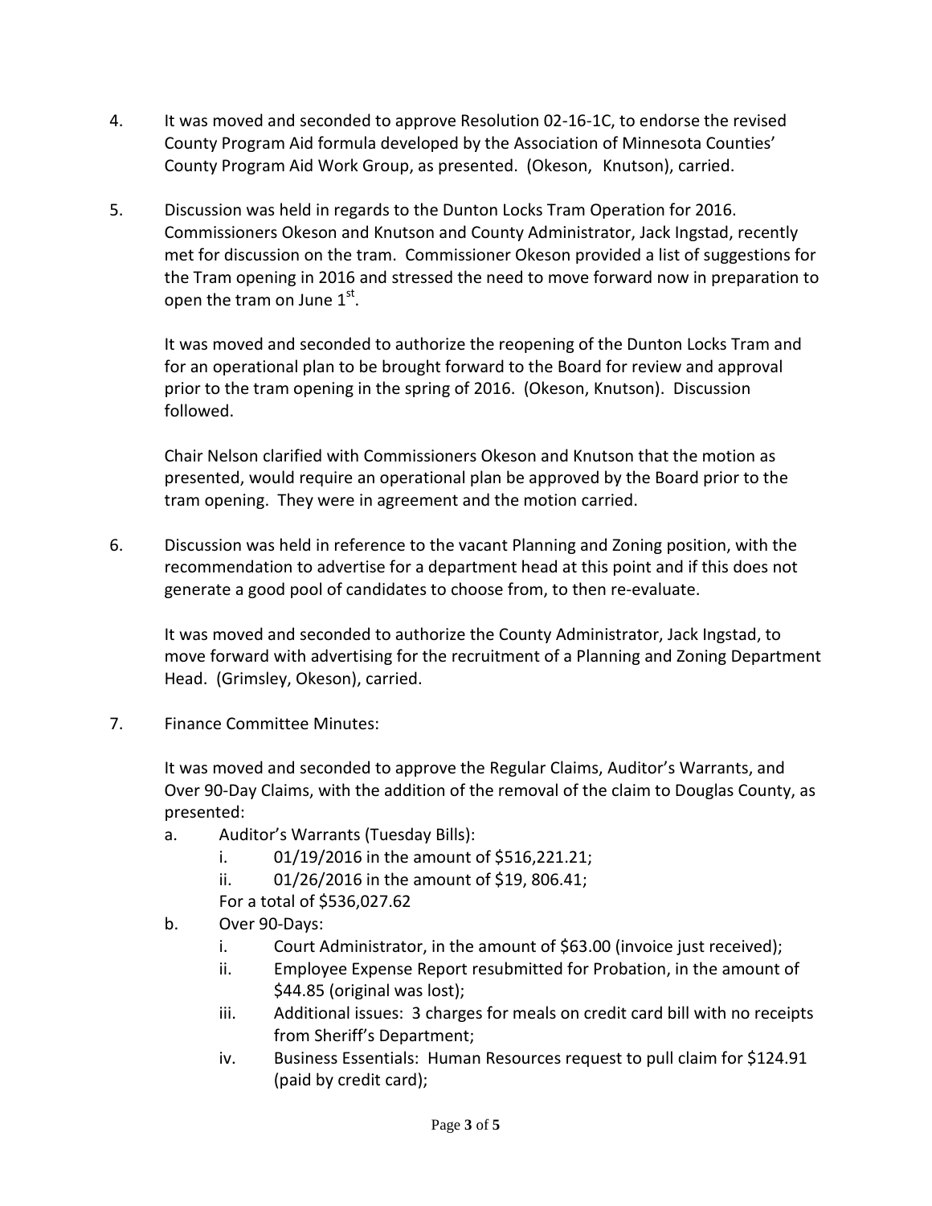4. It was moved and seconded to approve Resolution 02-16-1C, to endorse the revised County Program Aid formula developed by the Association of Minnesota Counties' County Program Aid Work Group, as presented. (Okeson, Knutson), carried.

5. Discussion was held in regards to the Dunton Locks Tram Operation for 2016. Commissioners Okeson and Knutson and County Administrator, Jack Ingstad, recently met for discussion on the tram. Commissioner Okeson provided a list of suggestions for the Tram opening in 2016 and stressed the need to move forward now in preparation to open the tram on June 1st.

   It was moved and seconded to authorize the reopening of the Dunton Locks Tram and for an operational plan to be brought forward to the Board for review and approval prior to the tram opening in the spring of 2016. (Okeson, Knutson). Discussion followed.

   Chair Nelson clarified with Commissioners Okeson and Knutson that the motion as presented, would require an operational plan be approved by the Board prior to the tram opening. They were in agreement and the motion carried.

6. Discussion was held in reference to the vacant Planning and Zoning position, with the recommendation to advertise for a department head at this point and if this does not generate a good pool of candidates to choose from, to then re-evaluate.

   It was moved and seconded to authorize the County Administrator, Jack Ingstad, to move forward with advertising for the recruitment of a Planning and Zoning Department Head. (Grimsley, Okeson), carried.

7. Finance Committee Minutes:

   It was moved and seconded to approve the Regular Claims, Auditor's Warrants, and Over 90-Day Claims, with the addition of the removal of the claim to Douglas County, as presented:

   a. Auditor's Warrants (Tuesday Bills):
      i. 01/19/2016 in the amount of $516,221.21;
      ii. 01/26/2016 in the amount of $19, 806.41;
      
      For a total of $536,027.62
   b. Over 90-Days:
      i. Court Administrator, in the amount of $63.00 (invoice just received);
      ii. Employee Expense Report resubmitted for Probation, in the amount of $44.85 (original was lost);
      iii. Additional issues: 3 charges for meals on credit card bill with no receipts from Sheriff's Department;
      iv. Business Essentials: Human Resources request to pull claim for $124.91 (paid by credit card);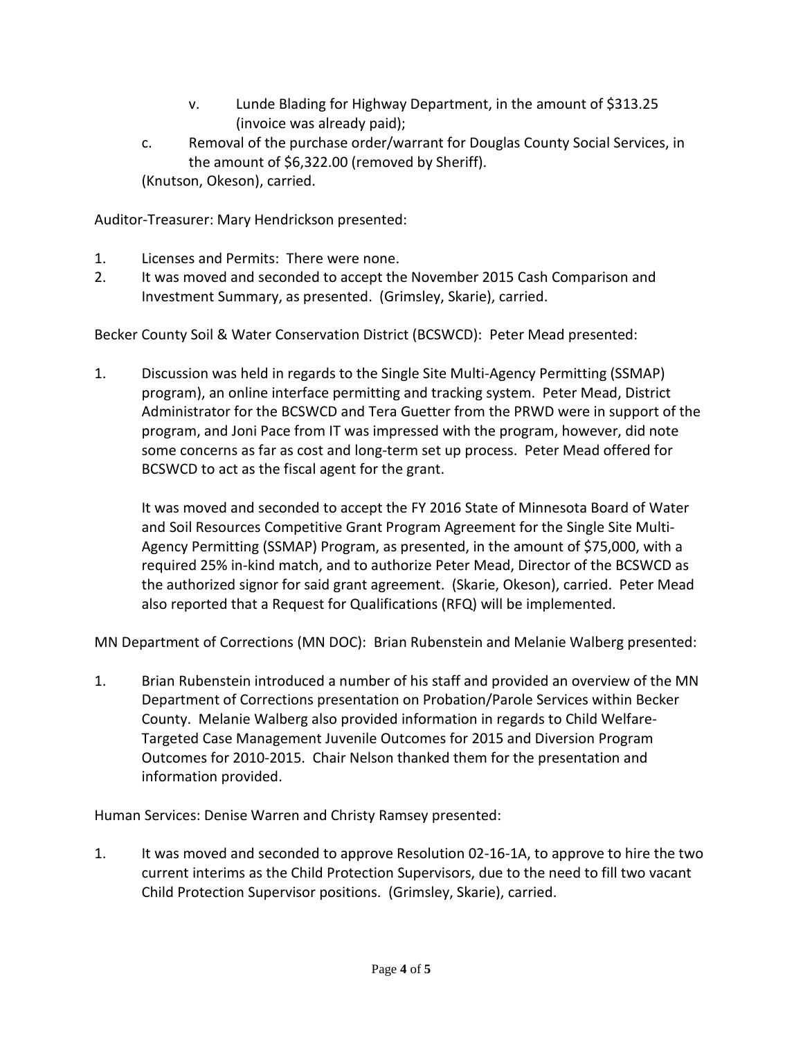v. Lunde Blading for Highway Department, in the amount of $313.25 (invoice was already paid);

c. Removal of the purchase order/warrant for Douglas County Social Services, in the amount of $6,322.00 (removed by Sheriff).

(Knutson, Okeson), carried.

Auditor-Treasurer: Mary Hendrickson presented:

1. Licenses and Permits: There were none.
2. It was moved and seconded to accept the November 2015 Cash Comparison and Investment Summary, as presented. (Grimsley, Skarie), carried.

Becker County Soil & Water Conservation District (BCSWCD): Peter Mead presented:

1. Discussion was held in regards to the Single Site Multi-Agency Permitting (SSMAP) program), an online interface permitting and tracking system. Peter Mead, District Administrator for the BCSWCD and Tera Guetter from the PRWD were in support of the program, and Joni Pace from IT was impressed with the program, however, did note some concerns as far as cost and long-term set up process. Peter Mead offered for BCSWCD to act as the fiscal agent for the grant.

   It was moved and seconded to accept the FY 2016 State of Minnesota Board of Water and Soil Resources Competitive Grant Program Agreement for the Single Site Multi-Agency Permitting (SSMAP) Program, as presented, in the amount of $75,000, with a required 25% in-kind match, and to authorize Peter Mead, Director of the BCSWCD as the authorized signor for said grant agreement. (Skarie, Okeson), carried. Peter Mead also reported that a Request for Qualifications (RFQ) will be implemented.

MN Department of Corrections (MN DOC): Brian Rubenstein and Melanie Walberg presented:

1. Brian Rubenstein introduced a number of his staff and provided an overview of the MN Department of Corrections presentation on Probation/Parole Services within Becker County. Melanie Walberg also provided information in regards to Child Welfare-Targeted Case Management Juvenile Outcomes for 2015 and Diversion Program Outcomes for 2010-2015. Chair Nelson thanked them for the presentation and information provided.

Human Services: Denise Warren and Christy Ramsey presented:

1. It was moved and seconded to approve Resolution 02-16-1A, to approve to hire the two current interims as the Child Protection Supervisors, due to the need to fill two vacant Child Protection Supervisor positions. (Grimsley, Skarie), carried.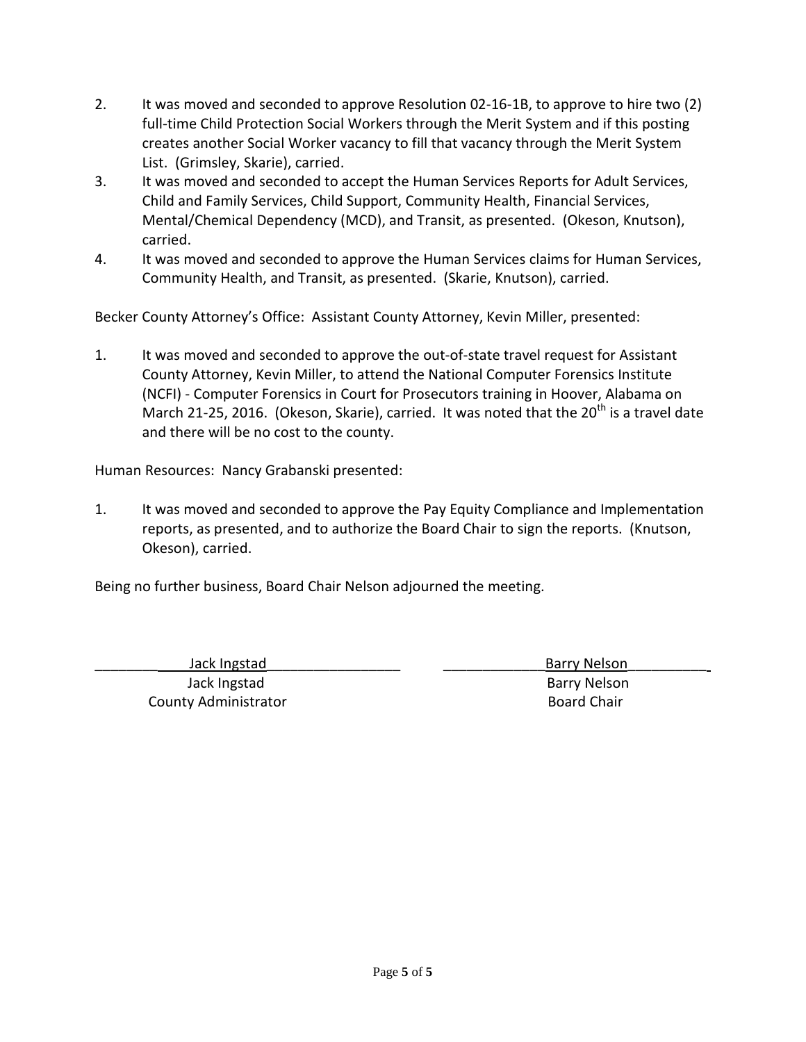2. It was moved and seconded to approve Resolution 02-16-1B, to approve to hire two (2) full-time Child Protection Social Workers through the Merit System and if this posting creates another Social Worker vacancy to fill that vacancy through the Merit System List. (Grimsley, Skarie), carried.
3. It was moved and seconded to accept the Human Services Reports for Adult Services, Child and Family Services, Child Support, Community Health, Financial Services, Mental/Chemical Dependency (MCD), and Transit, as presented. (Okeson, Knutson), carried.
4. It was moved and seconded to approve the Human Services claims for Human Services, Community Health, and Transit, as presented. (Skarie, Knutson), carried.

Becker County Attorney's Office: Assistant County Attorney, Kevin Miller, presented:

1. It was moved and seconded to approve the out-of-state travel request for Assistant County Attorney, Kevin Miller, to attend the National Computer Forensics Institute (NCFI) - Computer Forensics in Court for Prosecutors training in Hoover, Alabama on March 21-25, 2016. (Okeson, Skarie), carried. It was noted that the 20th is a travel date and there will be no cost to the county.

Human Resources: Nancy Grabanski presented:

1. It was moved and seconded to approve the Pay Equity Compliance and Implementation reports, as presented, and to authorize the Board Chair to sign the reports. (Knutson, Okeson), carried.

Being no further business, Board Chair Nelson adjourned the meeting.

| | |
|---|---|
| Jack Ingstad | Barry Nelson |
| Jack Ingstad | Barry Nelson |
| County Administrator | Board Chair |